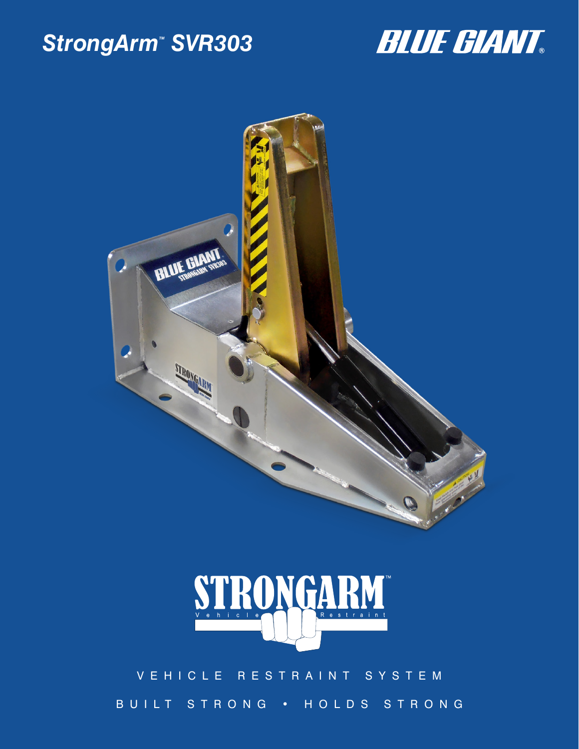# StrongArm™ SVR303

BLUE GIANT®

STRONGARM™

Vehicle Restraint

VEHICLE RESTRAINT SYSTEM

BUILT STRONG • HOLDS STRONG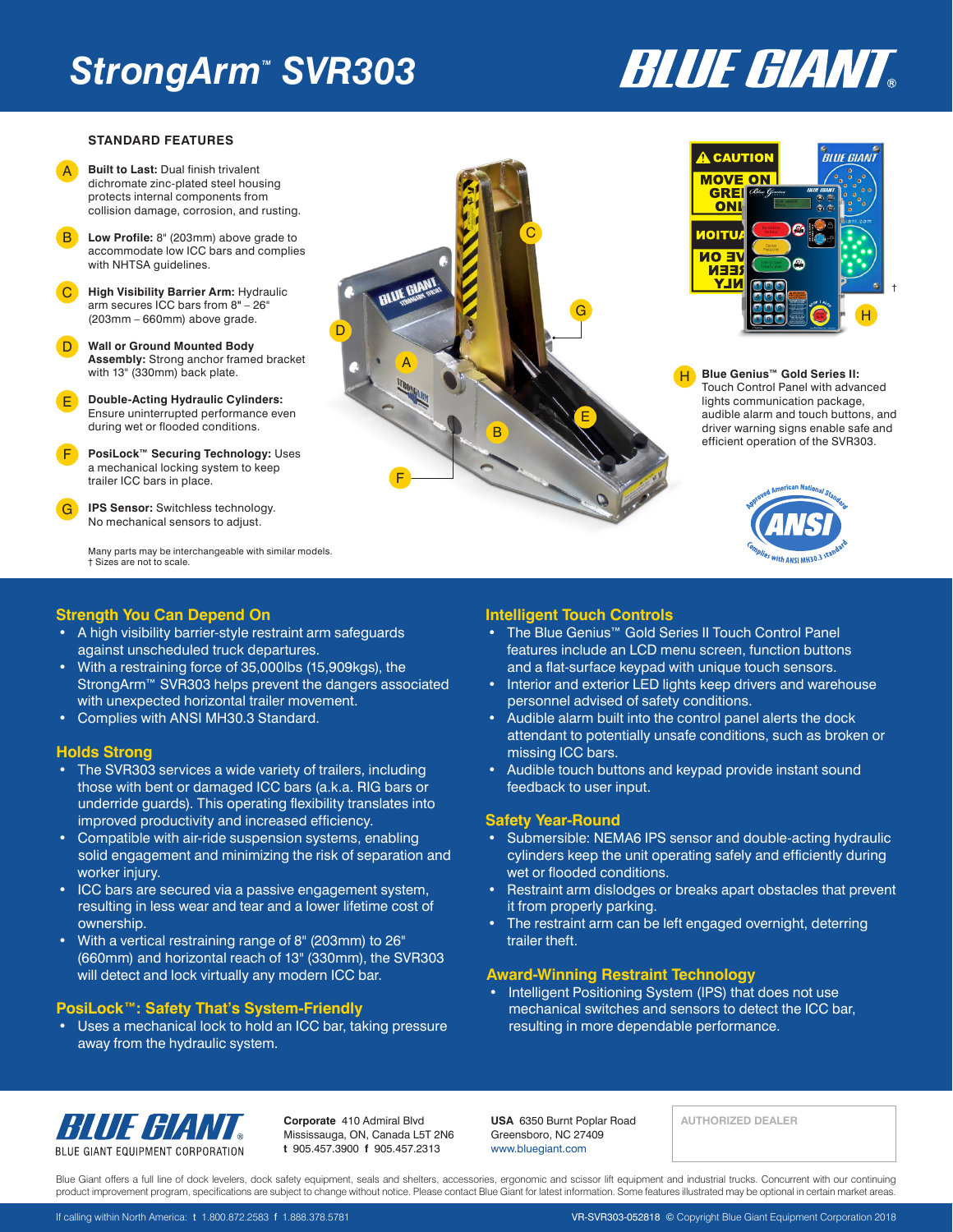# StrongArm™ SVR303

BLUE GIANT®

## STANDARD FEATURES

- **A** **Built to Last:** Dual finish trivalent dichromate zinc-plated steel housing protects internal components from collision damage, corrosion, and rusting.
- **B** **Low Profile:** 8" (203mm) above grade to accommodate low ICC bars and complies with NHTSA guidelines.
- **C** **High Visibility Barrier Arm:** Hydraulic arm secures ICC bars from 8" – 26" (203mm – 660mm) above grade.
- **D** **Wall or Ground Mounted Body Assembly:** Strong anchor framed bracket with 13" (330mm) back plate.
- **E** **Double-Acting Hydraulic Cylinders:** Ensure uninterrupted performance even during wet or flooded conditions.
- **F** **PosiLock™ Securing Technology:** Uses a mechanical locking system to keep trailer ICC bars in place.
- **G** **IPS Sensor:** Switchless technology. No mechanical sensors to adjust.
- **H** **Blue Genius™ Gold Series II:** Touch Control Panel with advanced lights communication package, audible alarm and touch buttons, and driver warning signs enable safe and efficient operation of the SVR303.

Many parts may be interchangeable with similar models.
† Sizes are not to scale.

Approved American National Standard — ANSI — Complies with ANSI MH30.3 standard

### Strength You Can Depend On

- A high visibility barrier-style restraint arm safeguards against unscheduled truck departures.
- With a restraining force of 35,000lbs (15,909kgs), the StrongArm™ SVR303 helps prevent the dangers associated with unexpected horizontal trailer movement.
- Complies with ANSI MH30.3 Standard.

### Holds Strong

- The SVR303 services a wide variety of trailers, including those with bent or damaged ICC bars (a.k.a. RIG bars or underride guards). This operating flexibility translates into improved productivity and increased efficiency.
- Compatible with air-ride suspension systems, enabling solid engagement and minimizing the risk of separation and worker injury.
- ICC bars are secured via a passive engagement system, resulting in less wear and tear and a lower lifetime cost of ownership.
- With a vertical restraining range of 8" (203mm) to 26" (660mm) and horizontal reach of 13" (330mm), the SVR303 will detect and lock virtually any modern ICC bar.

### PosiLock™: Safety That's System-Friendly

- Uses a mechanical lock to hold an ICC bar, taking pressure away from the hydraulic system.

### Intelligent Touch Controls

- The Blue Genius™ Gold Series II Touch Control Panel features include an LCD menu screen, function buttons and a flat-surface keypad with unique touch sensors.
- Interior and exterior LED lights keep drivers and warehouse personnel advised of safety conditions.
- Audible alarm built into the control panel alerts the dock attendant to potentially unsafe conditions, such as broken or missing ICC bars.
- Audible touch buttons and keypad provide instant sound feedback to user input.

### Safety Year-Round

- Submersible: NEMA6 IPS sensor and double-acting hydraulic cylinders keep the unit operating safely and efficiently during wet or flooded conditions.
- Restraint arm dislodges or breaks apart obstacles that prevent it from properly parking.
- The restraint arm can be left engaged overnight, deterring trailer theft.

### Award-Winning Restraint Technology

- Intelligent Positioning System (IPS) that does not use mechanical switches and sensors to detect the ICC bar, resulting in more dependable performance.

BLUE GIANT® BLUE GIANT EQUIPMENT CORPORATION

**Corporate** 410 Admiral Blvd
Mississauga, ON, Canada L5T 2N6
**t** 905.457.3900 **f** 905.457.2313

**USA** 6350 Burnt Poplar Road
Greensboro, NC 27409
www.bluegiant.com

AUTHORIZED DEALER

Blue Giant offers a full line of dock levelers, dock safety equipment, seals and shelters, accessories, ergonomic and scissor lift equipment and industrial trucks. Concurrent with our continuing product improvement program, specifications are subject to change without notice. Please contact Blue Giant for latest information. Some features illustrated may be optional in certain market areas.

If calling within North America: t 1.800.872.2583 f 1.888.378.5781

VR-SVR303-052818 © Copyright Blue Giant Equipment Corporation 2018